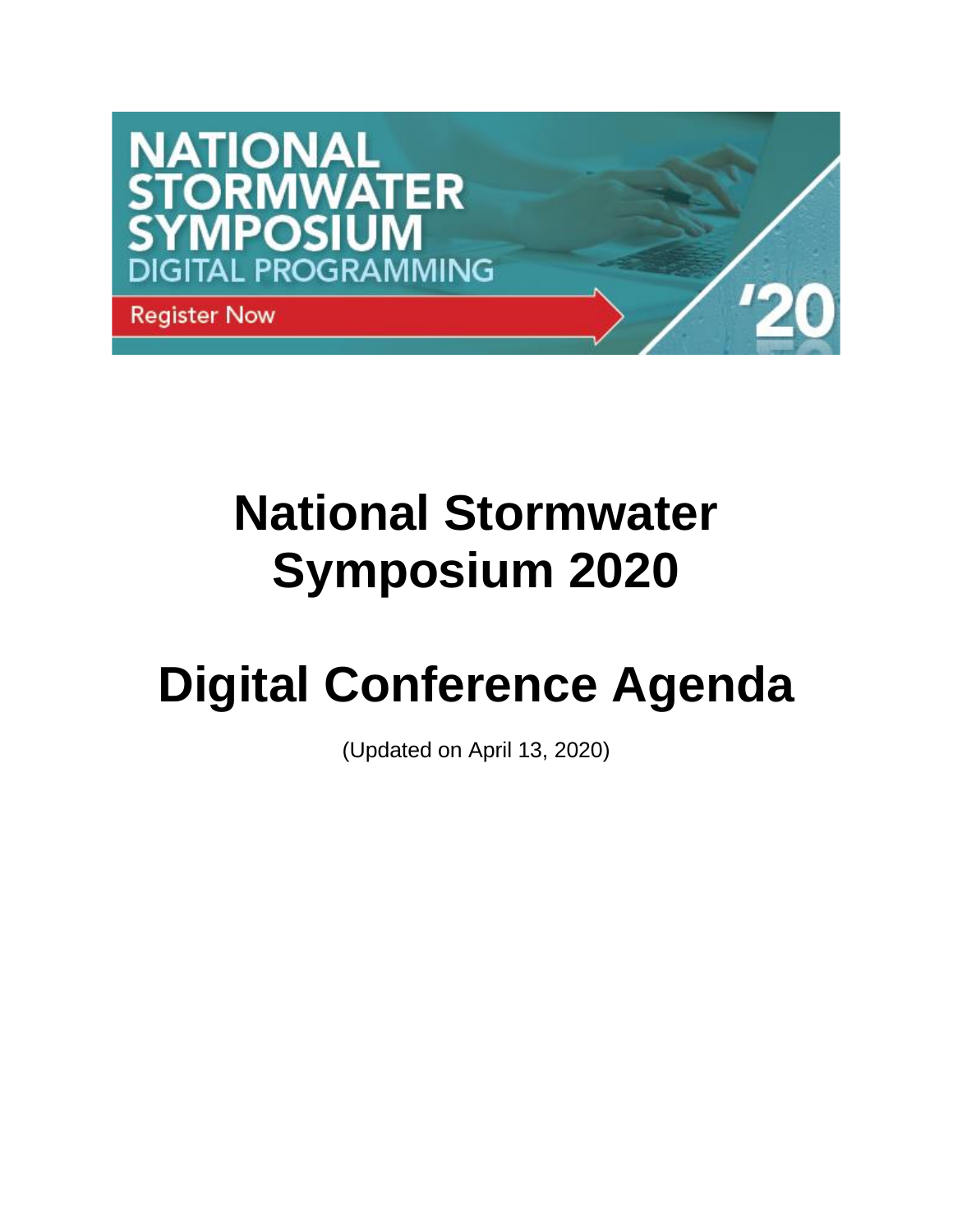NATIONAL STORMWATER SYMPOSIUM DIGITAL PROGRAMMING

Register Now

'20

# National Stormwater Symposium 2020

# Digital Conference Agenda

(Updated on April 13, 2020)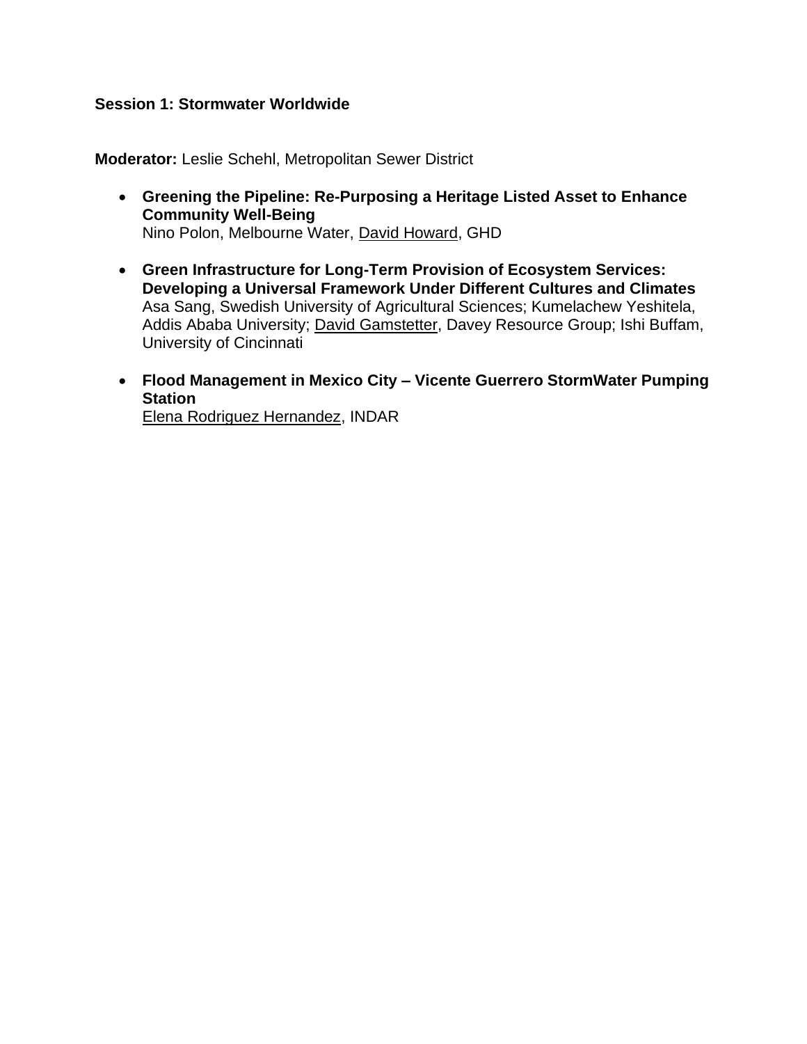**Session 1: Stormwater Worldwide**

**Moderator:** Leslie Schehl, Metropolitan Sewer District

- **Greening the Pipeline: Re-Purposing a Heritage Listed Asset to Enhance Community Well-Being**
  Nino Polon, Melbourne Water, <u>David Howard</u>, GHD

- **Green Infrastructure for Long-Term Provision of Ecosystem Services: Developing a Universal Framework Under Different Cultures and Climates**
  Asa Sang, Swedish University of Agricultural Sciences; Kumelachew Yeshitela, Addis Ababa University; <u>David Gamstetter</u>, Davey Resource Group; Ishi Buffam, University of Cincinnati

- **Flood Management in Mexico City – Vicente Guerrero StormWater Pumping Station**
  <u>Elena Rodriguez Hernandez</u>, INDAR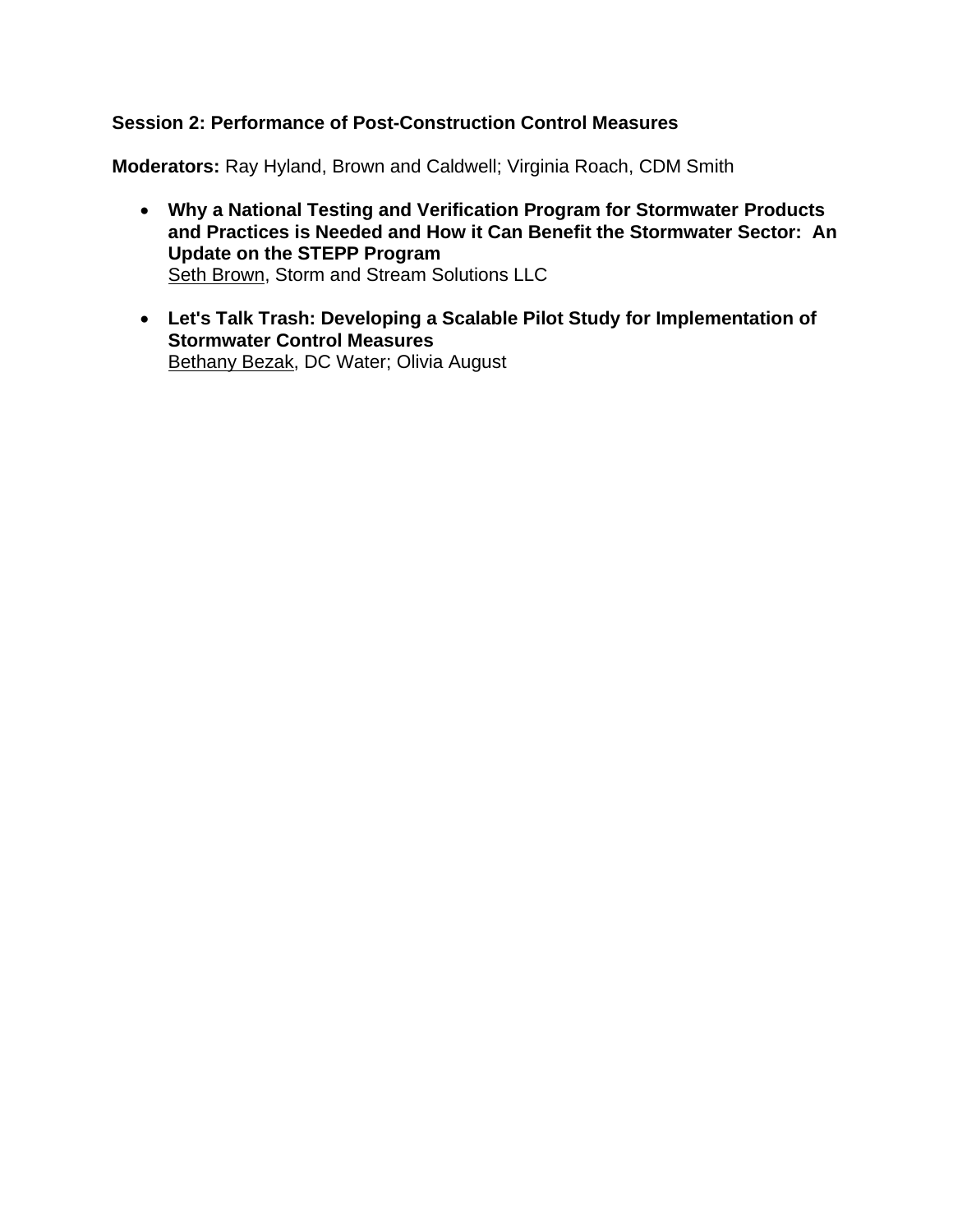**Session 2: Performance of Post-Construction Control Measures**

**Moderators:** Ray Hyland, Brown and Caldwell; Virginia Roach, CDM Smith

- **Why a National Testing and Verification Program for Stormwater Products and Practices is Needed and How it Can Benefit the Stormwater Sector: An Update on the STEPP Program**
  <u>Seth Brown</u>, Storm and Stream Solutions LLC

- **Let's Talk Trash: Developing a Scalable Pilot Study for Implementation of Stormwater Control Measures**
  <u>Bethany Bezak</u>, DC Water; Olivia August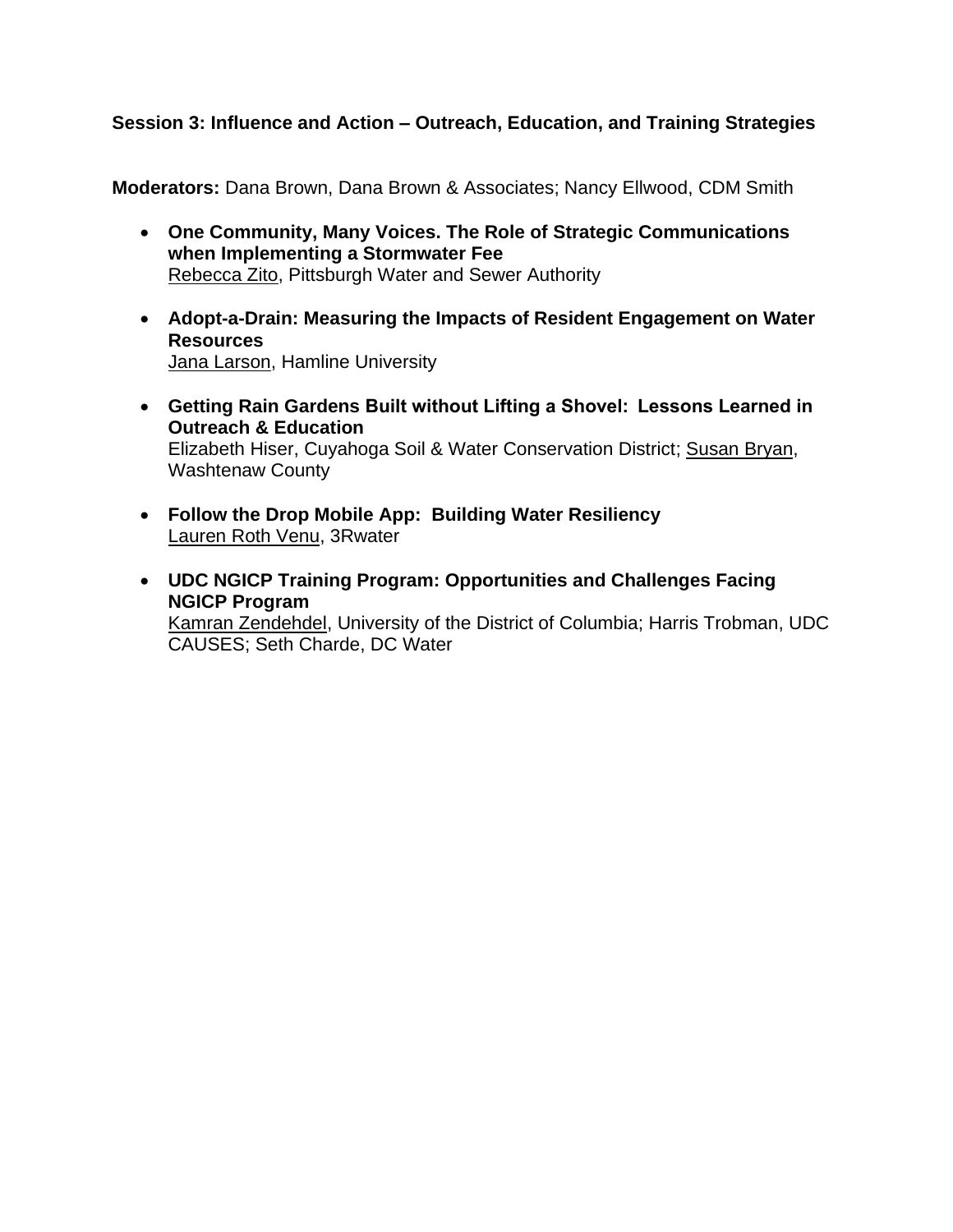**Session 3: Influence and Action – Outreach, Education, and Training Strategies**

**Moderators:** Dana Brown, Dana Brown & Associates; Nancy Ellwood, CDM Smith

- **One Community, Many Voices. The Role of Strategic Communications when Implementing a Stormwater Fee**
  Rebecca Zito, Pittsburgh Water and Sewer Authority

- **Adopt-a-Drain: Measuring the Impacts of Resident Engagement on Water Resources**
  Jana Larson, Hamline University

- **Getting Rain Gardens Built without Lifting a Shovel: Lessons Learned in Outreach & Education**
  Elizabeth Hiser, Cuyahoga Soil & Water Conservation District; Susan Bryan, Washtenaw County

- **Follow the Drop Mobile App: Building Water Resiliency**
  Lauren Roth Venu, 3Rwater

- **UDC NGICP Training Program: Opportunities and Challenges Facing NGICP Program**
  Kamran Zendehdel, University of the District of Columbia; Harris Trobman, UDC CAUSES; Seth Charde, DC Water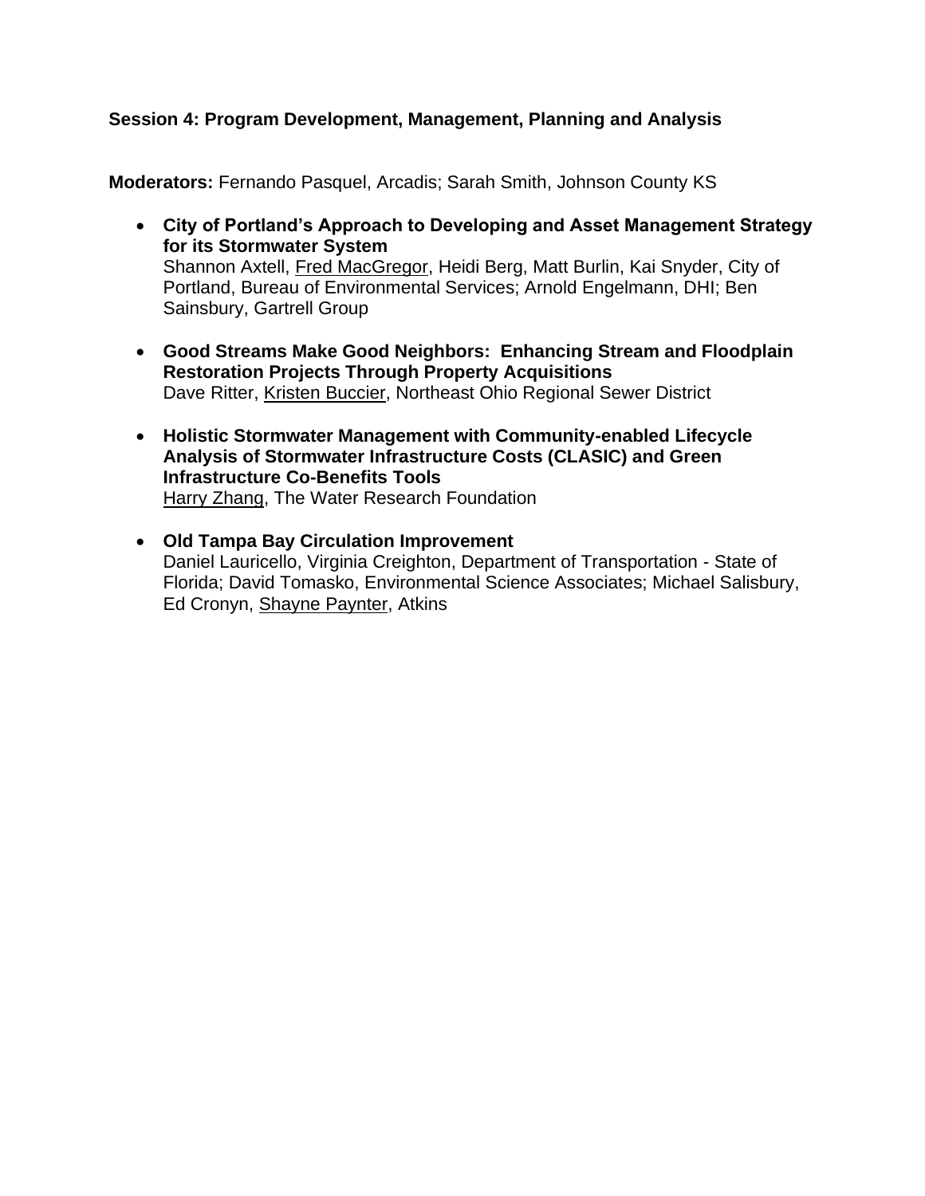**Session 4: Program Development, Management, Planning and Analysis**

**Moderators:** Fernando Pasquel, Arcadis; Sarah Smith, Johnson County KS

- **City of Portland's Approach to Developing and Asset Management Strategy for its Stormwater System**
  Shannon Axtell, Fred MacGregor, Heidi Berg, Matt Burlin, Kai Snyder, City of Portland, Bureau of Environmental Services; Arnold Engelmann, DHI; Ben Sainsbury, Gartrell Group

- **Good Streams Make Good Neighbors: Enhancing Stream and Floodplain Restoration Projects Through Property Acquisitions**
  Dave Ritter, Kristen Buccier, Northeast Ohio Regional Sewer District

- **Holistic Stormwater Management with Community-enabled Lifecycle Analysis of Stormwater Infrastructure Costs (CLASIC) and Green Infrastructure Co-Benefits Tools**
  Harry Zhang, The Water Research Foundation

- **Old Tampa Bay Circulation Improvement**
  Daniel Lauricello, Virginia Creighton, Department of Transportation - State of Florida; David Tomasko, Environmental Science Associates; Michael Salisbury, Ed Cronyn, Shayne Paynter, Atkins